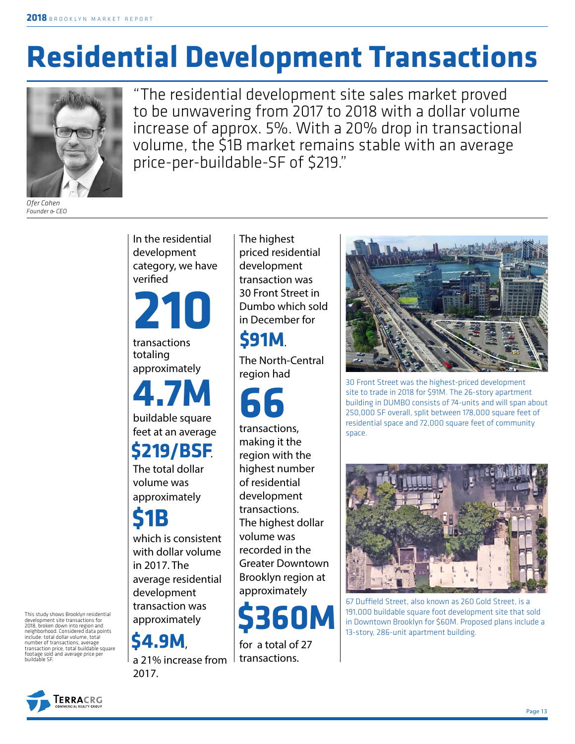# Residential Development Transactions

"The residential development site sales market proved to be unwavering from 2017 to 2018 with a dollar volume increase of approx. 5%. With a 20% drop in transactional volume, the $1B market remains stable with an average price-per-buildable-SF of $219."

*Ofer Cohen*
*Founder & CEO*

This study shows Brooklyn residential development site transactions for 2018, broken down into region and neighborhood. Considered data points include: total dollar volume, total number of transactions, average transaction price, total buildable square footage sold and average price per buildable SF.

In the residential development category, we have verified

**210**

transactions totaling approximately

**4.7M**

buildable square feet at an average

**$219/BSF**.

The total dollar volume was approximately

**$1B**

which is consistent with dollar volume in 2017. The average residential development transaction was approximately

**$4.9M**,

a 21% increase from 2017.

The highest priced residential development transaction was 30 Front Street in Dumbo which sold in December for

**$91M**.

The North-Central region had

**66**

transactions, making it the region with the highest number of residential development transactions. The highest dollar volume was recorded in the Greater Downtown Brooklyn region at approximately

**$360M**

for a total of 27 transactions.

30 Front Street was the highest-priced development site to trade in 2018 for $91M. The 26-story apartment building in DUMBO consists of 74-units and will span about 250,000 SF overall, split between 178,000 square feet of residential space and 72,000 square feet of community space.

67 Duffield Street, also known as 260 Gold Street, is a 191,000 buildable square foot development site that sold in Downtown Brooklyn for $60M. Proposed plans include a 13-story, 286-unit apartment building.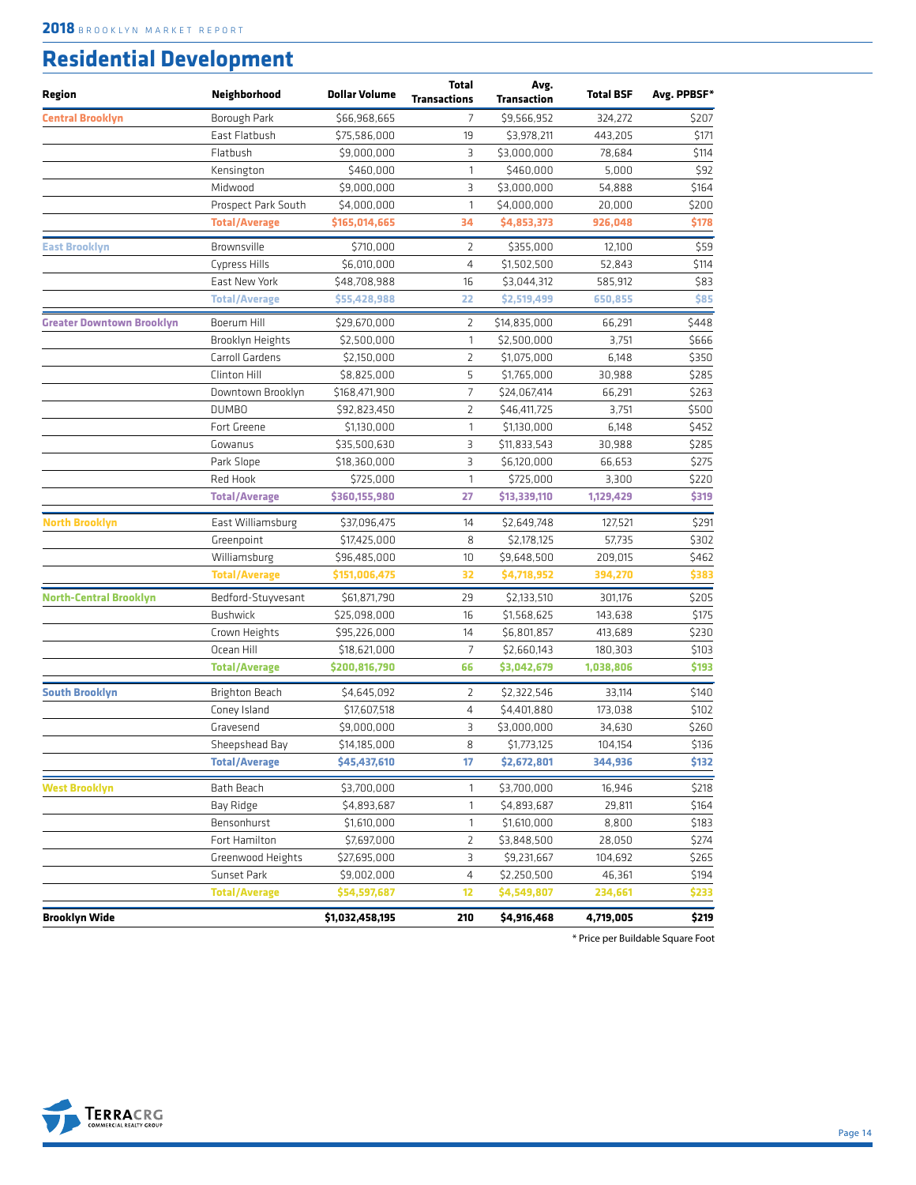## Residential Development

| Region | Neighborhood | Dollar Volume | Total Transactions | Avg. Transaction | Total BSF | Avg. PPBSF* |
|---|---|---|---|---|---|---|
| **Central Brooklyn** | Borough Park | $66,968,665 | 7 | $9,566,952 | 324,272 | $207 |
| | East Flatbush | $75,586,000 | 19 | $3,978,211 | 443,205 | $171 |
| | Flatbush | $9,000,000 | 3 | $3,000,000 | 78,684 | $114 |
| | Kensington | $460,000 | 1 | $460,000 | 5,000 | $92 |
| | Midwood | $9,000,000 | 3 | $3,000,000 | 54,888 | $164 |
| | Prospect Park South | $4,000,000 | 1 | $4,000,000 | 20,000 | $200 |
| | **Total/Average** | **$165,014,665** | **34** | **$4,853,373** | **926,048** | **$178** |
| **East Brooklyn** | Brownsville | $710,000 | 2 | $355,000 | 12,100 | $59 |
| | Cypress Hills | $6,010,000 | 4 | $1,502,500 | 52,843 | $114 |
| | East New York | $48,708,988 | 16 | $3,044,312 | 585,912 | $83 |
| | **Total/Average** | **$55,428,988** | **22** | **$2,519,499** | **650,855** | **$85** |
| **Greater Downtown Brooklyn** | Boerum Hill | $29,670,000 | 2 | $14,835,000 | 66,291 | $448 |
| | Brooklyn Heights | $2,500,000 | 1 | $2,500,000 | 3,751 | $666 |
| | Carroll Gardens | $2,150,000 | 2 | $1,075,000 | 6,148 | $350 |
| | Clinton Hill | $8,825,000 | 5 | $1,765,000 | 30,988 | $285 |
| | Downtown Brooklyn | $168,471,900 | 7 | $24,067,414 | 66,291 | $263 |
| | DUMBO | $92,823,450 | 2 | $46,411,725 | 3,751 | $500 |
| | Fort Greene | $1,130,000 | 1 | $1,130,000 | 6,148 | $452 |
| | Gowanus | $35,500,630 | 3 | $11,833,543 | 30,988 | $285 |
| | Park Slope | $18,360,000 | 3 | $6,120,000 | 66,653 | $275 |
| | Red Hook | $725,000 | 1 | $725,000 | 3,300 | $220 |
| | **Total/Average** | **$360,155,980** | **27** | **$13,339,110** | **1,129,429** | **$319** |
| **North Brooklyn** | East Williamsburg | $37,096,475 | 14 | $2,649,748 | 127,521 | $291 |
| | Greenpoint | $17,425,000 | 8 | $2,178,125 | 57,735 | $302 |
| | Williamsburg | $96,485,000 | 10 | $9,648,500 | 209,015 | $462 |
| | **Total/Average** | **$151,006,475** | **32** | **$4,718,952** | **394,270** | **$383** |
| **North-Central Brooklyn** | Bedford-Stuyvesant | $61,871,790 | 29 | $2,133,510 | 301,176 | $205 |
| | Bushwick | $25,098,000 | 16 | $1,568,625 | 143,638 | $175 |
| | Crown Heights | $95,226,000 | 14 | $6,801,857 | 413,689 | $230 |
| | Ocean Hill | $18,621,000 | 7 | $2,660,143 | 180,303 | $103 |
| | **Total/Average** | **$200,816,790** | **66** | **$3,042,679** | **1,038,806** | **$193** |
| **South Brooklyn** | Brighton Beach | $4,645,092 | 2 | $2,322,546 | 33,114 | $140 |
| | Coney Island | $17,607,518 | 4 | $4,401,880 | 173,038 | $102 |
| | Gravesend | $9,000,000 | 3 | $3,000,000 | 34,630 | $260 |
| | Sheepshead Bay | $14,185,000 | 8 | $1,773,125 | 104,154 | $136 |
| | **Total/Average** | **$45,437,610** | **17** | **$2,672,801** | **344,936** | **$132** |
| **West Brooklyn** | Bath Beach | $3,700,000 | 1 | $3,700,000 | 16,946 | $218 |
| | Bay Ridge | $4,893,687 | 1 | $4,893,687 | 29,811 | $164 |
| | Bensonhurst | $1,610,000 | 1 | $1,610,000 | 8,800 | $183 |
| | Fort Hamilton | $7,697,000 | 2 | $3,848,500 | 28,050 | $274 |
| | Greenwood Heights | $27,695,000 | 3 | $9,231,667 | 104,692 | $265 |
| | Sunset Park | $9,002,000 | 4 | $2,250,500 | 46,361 | $194 |
| | **Total/Average** | **$54,597,687** | **12** | **$4,549,807** | **234,661** | **$233** |
| **Brooklyn Wide** | | **$1,032,458,195** | **210** | **$4,916,468** | **4,719,005** | **$219** |

\* Price per Buildable Square Foot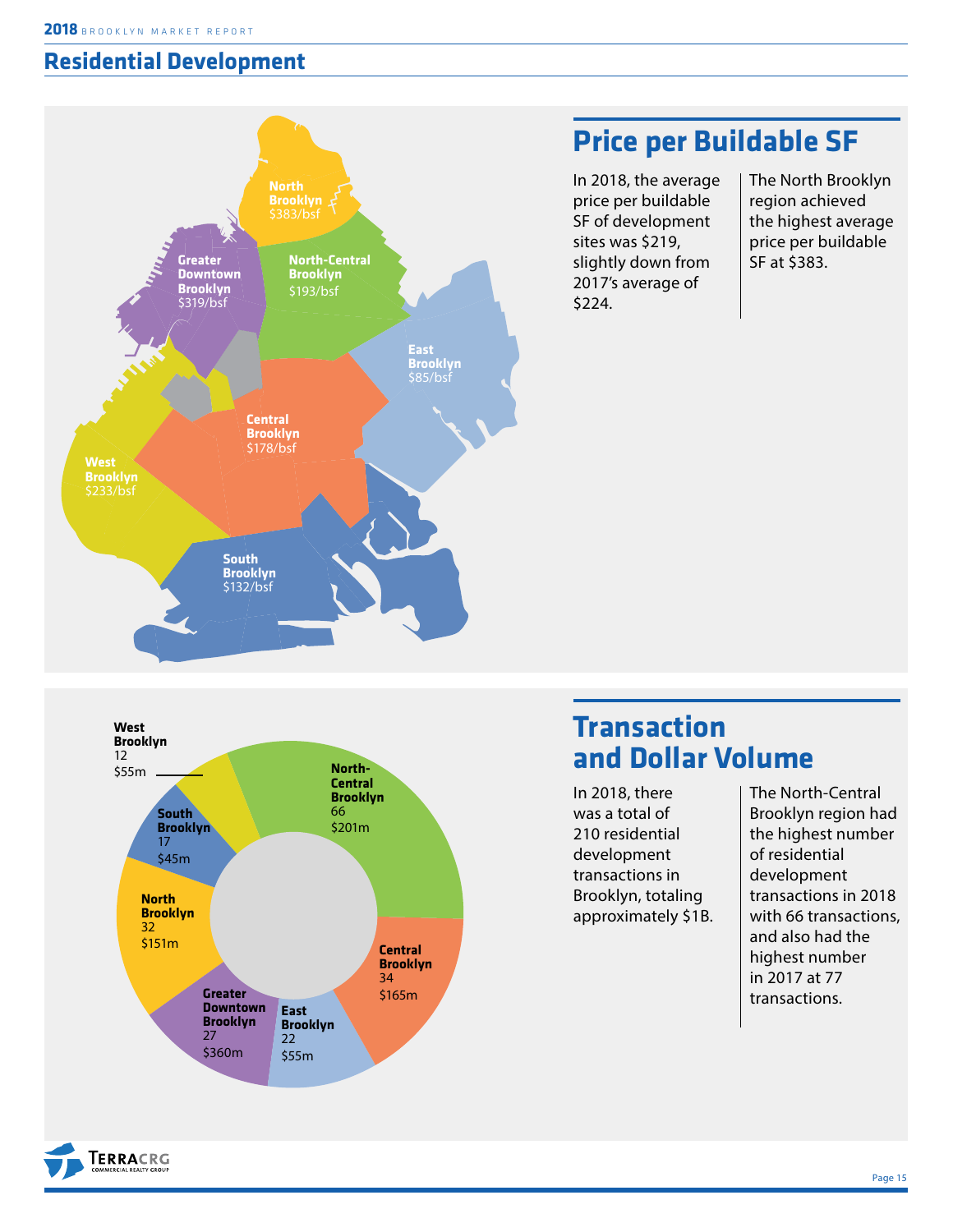## Residential Development

North Brooklyn
$383/bsf

Greater Downtown Brooklyn
$319/bsf

North-Central Brooklyn
$193/bsf

East Brooklyn
$85/bsf

Central Brooklyn
$178/bsf

West Brooklyn
$233/bsf

South Brooklyn
$132/bsf

## Price per Buildable SF

In 2018, the average price per buildable SF of development sites was $219, slightly down from 2017's average of $224.

The North Brooklyn region achieved the highest average price per buildable SF at $383.

West Brooklyn
12
$55m

South Brooklyn
17
$45m

North Brooklyn
32
$151m

Greater Downtown Brooklyn
27
$360m

East Brooklyn
22
$55m

Central Brooklyn
34
$165m

North-Central Brooklyn
66
$201m

## Transaction and Dollar Volume

In 2018, there was a total of 210 residential development transactions in Brooklyn, totaling approximately $1B.

The North-Central Brooklyn region had the highest number of residential development transactions in 2018 with 66 transactions, and also had the highest number in 2017 at 77 transactions.